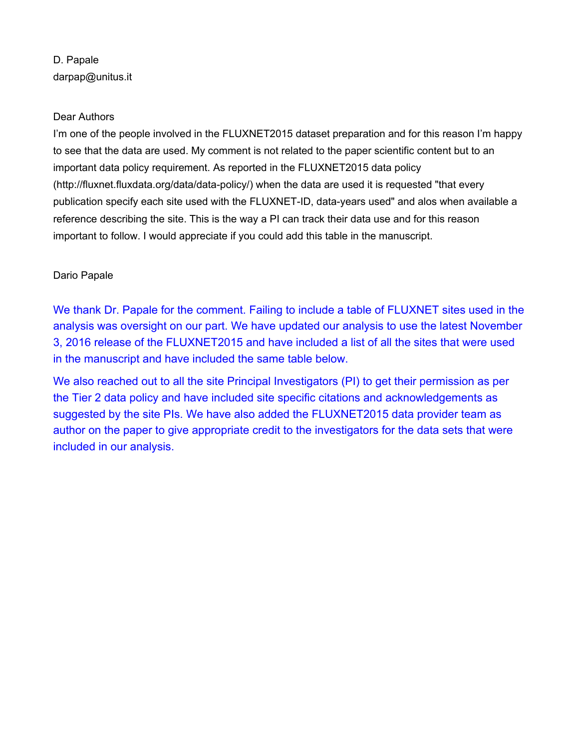D. Papale
darpap@unitus.it

Dear Authors
I'm one of the people involved in the FLUXNET2015 dataset preparation and for this reason I'm happy to see that the data are used. My comment is not related to the paper scientific content but to an important data policy requirement. As reported in the FLUXNET2015 data policy (http://fluxnet.fluxdata.org/data/data-policy/) when the data are used it is requested "that every publication specify each site used with the FLUXNET-ID, data-years used" and alos when available a reference describing the site. This is the way a PI can track their data use and for this reason important to follow. I would appreciate if you could add this table in the manuscript.

Dario Papale

We thank Dr. Papale for the comment. Failing to include a table of FLUXNET sites used in the analysis was oversight on our part. We have updated our analysis to use the latest November 3, 2016 release of the FLUXNET2015 and have included a list of all the sites that were used in the manuscript and have included the same table below.

We also reached out to all the site Principal Investigators (PI) to get their permission as per the Tier 2 data policy and have included site specific citations and acknowledgements as suggested by the site PIs. We have also added the FLUXNET2015 data provider team as author on the paper to give appropriate credit to the investigators for the data sets that were included in our analysis.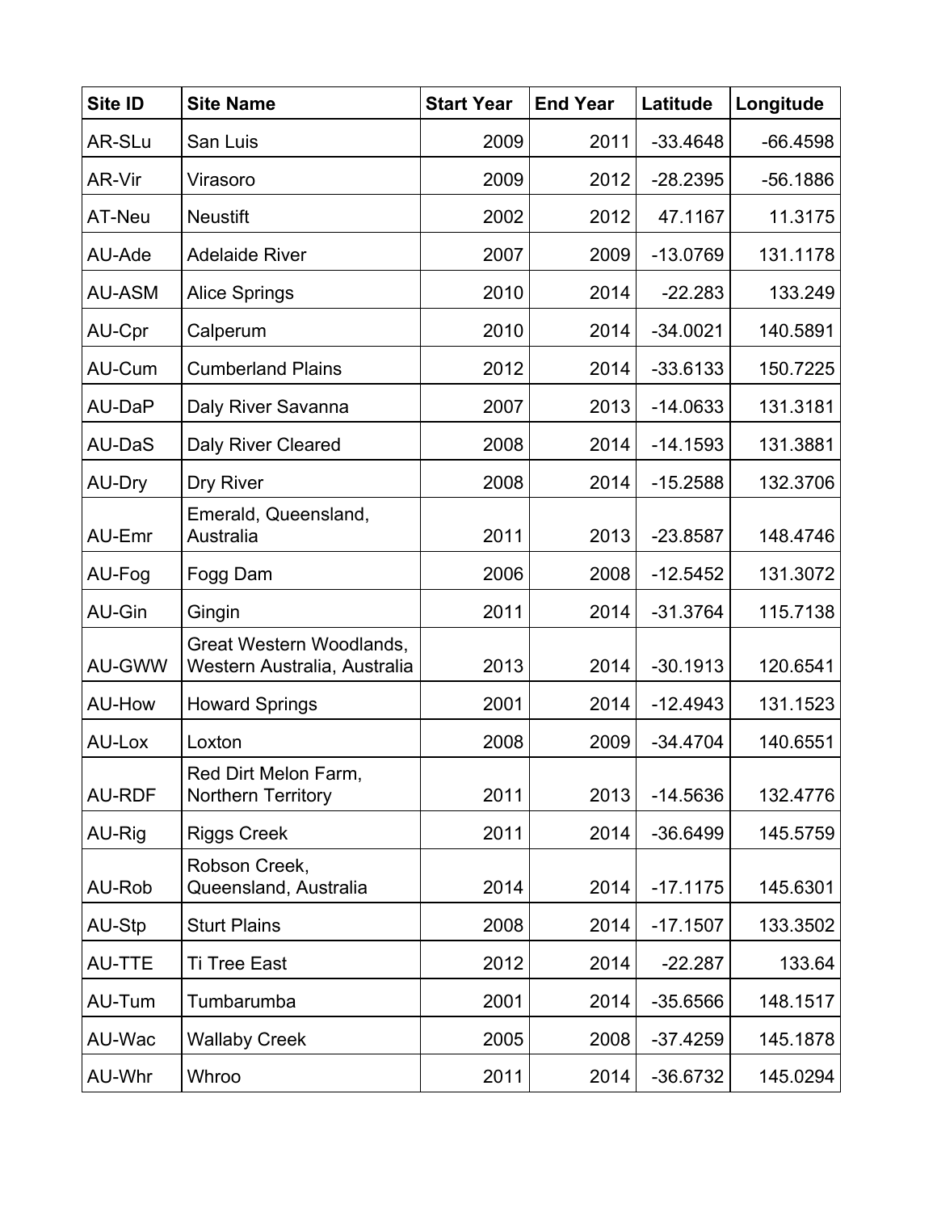| Site ID | Site Name | Start Year | End Year | Latitude | Longitude |
|---|---|---|---|---|---|
| AR-SLu | San Luis | 2009 | 2011 | -33.4648 | -66.4598 |
| AR-Vir | Virasoro | 2009 | 2012 | -28.2395 | -56.1886 |
| AT-Neu | Neustift | 2002 | 2012 | 47.1167 | 11.3175 |
| AU-Ade | Adelaide River | 2007 | 2009 | -13.0769 | 131.1178 |
| AU-ASM | Alice Springs | 2010 | 2014 | -22.283 | 133.249 |
| AU-Cpr | Calperum | 2010 | 2014 | -34.0021 | 140.5891 |
| AU-Cum | Cumberland Plains | 2012 | 2014 | -33.6133 | 150.7225 |
| AU-DaP | Daly River Savanna | 2007 | 2013 | -14.0633 | 131.3181 |
| AU-DaS | Daly River Cleared | 2008 | 2014 | -14.1593 | 131.3881 |
| AU-Dry | Dry River | 2008 | 2014 | -15.2588 | 132.3706 |
| AU-Emr | Emerald, Queensland, Australia | 2011 | 2013 | -23.8587 | 148.4746 |
| AU-Fog | Fogg Dam | 2006 | 2008 | -12.5452 | 131.3072 |
| AU-Gin | Gingin | 2011 | 2014 | -31.3764 | 115.7138 |
| AU-GWW | Great Western Woodlands, Western Australia, Australia | 2013 | 2014 | -30.1913 | 120.6541 |
| AU-How | Howard Springs | 2001 | 2014 | -12.4943 | 131.1523 |
| AU-Lox | Loxton | 2008 | 2009 | -34.4704 | 140.6551 |
| AU-RDF | Red Dirt Melon Farm, Northern Territory | 2011 | 2013 | -14.5636 | 132.4776 |
| AU-Rig | Riggs Creek | 2011 | 2014 | -36.6499 | 145.5759 |
| AU-Rob | Robson Creek, Queensland, Australia | 2014 | 2014 | -17.1175 | 145.6301 |
| AU-Stp | Sturt Plains | 2008 | 2014 | -17.1507 | 133.3502 |
| AU-TTE | Ti Tree East | 2012 | 2014 | -22.287 | 133.64 |
| AU-Tum | Tumbarumba | 2001 | 2014 | -35.6566 | 148.1517 |
| AU-Wac | Wallaby Creek | 2005 | 2008 | -37.4259 | 145.1878 |
| AU-Whr | Whroo | 2011 | 2014 | -36.6732 | 145.0294 |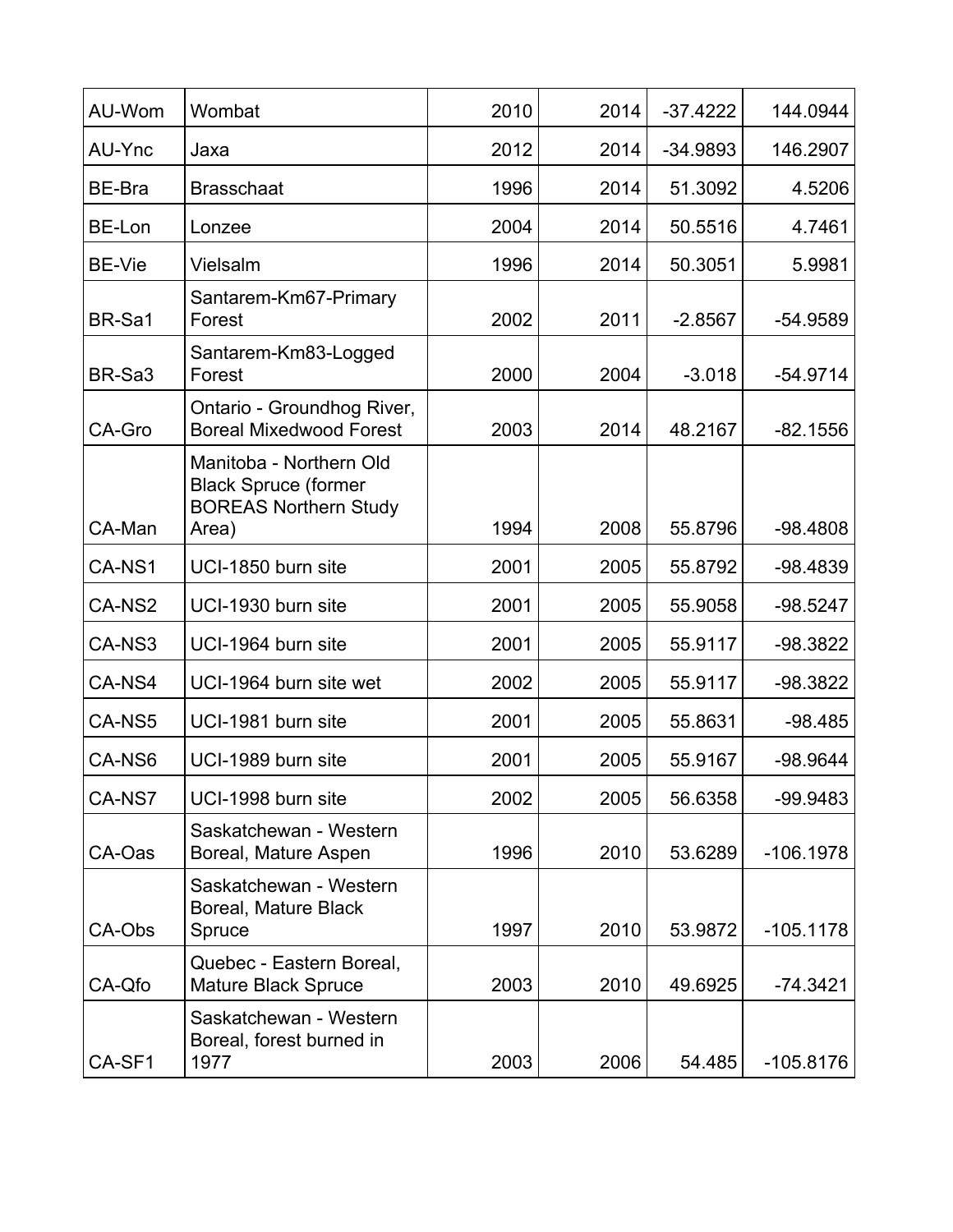| | | | | | |
|---|---|---|---|---|---|
| AU-Wom | Wombat | 2010 | 2014 | -37.4222 | 144.0944 |
| AU-Ync | Jaxa | 2012 | 2014 | -34.9893 | 146.2907 |
| BE-Bra | Brasschaat | 1996 | 2014 | 51.3092 | 4.5206 |
| BE-Lon | Lonzee | 2004 | 2014 | 50.5516 | 4.7461 |
| BE-Vie | Vielsalm | 1996 | 2014 | 50.3051 | 5.9981 |
| BR-Sa1 | Santarem-Km67-Primary Forest | 2002 | 2011 | -2.8567 | -54.9589 |
| BR-Sa3 | Santarem-Km83-Logged Forest | 2000 | 2004 | -3.018 | -54.9714 |
| CA-Gro | Ontario - Groundhog River, Boreal Mixedwood Forest | 2003 | 2014 | 48.2167 | -82.1556 |
| CA-Man | Manitoba - Northern Old Black Spruce (former BOREAS Northern Study Area) | 1994 | 2008 | 55.8796 | -98.4808 |
| CA-NS1 | UCI-1850 burn site | 2001 | 2005 | 55.8792 | -98.4839 |
| CA-NS2 | UCI-1930 burn site | 2001 | 2005 | 55.9058 | -98.5247 |
| CA-NS3 | UCI-1964 burn site | 2001 | 2005 | 55.9117 | -98.3822 |
| CA-NS4 | UCI-1964 burn site wet | 2002 | 2005 | 55.9117 | -98.3822 |
| CA-NS5 | UCI-1981 burn site | 2001 | 2005 | 55.8631 | -98.485 |
| CA-NS6 | UCI-1989 burn site | 2001 | 2005 | 55.9167 | -98.9644 |
| CA-NS7 | UCI-1998 burn site | 2002 | 2005 | 56.6358 | -99.9483 |
| CA-Oas | Saskatchewan - Western Boreal, Mature Aspen | 1996 | 2010 | 53.6289 | -106.1978 |
| CA-Obs | Saskatchewan - Western Boreal, Mature Black Spruce | 1997 | 2010 | 53.9872 | -105.1178 |
| CA-Qfo | Quebec - Eastern Boreal, Mature Black Spruce | 2003 | 2010 | 49.6925 | -74.3421 |
| CA-SF1 | Saskatchewan - Western Boreal, forest burned in 1977 | 2003 | 2006 | 54.485 | -105.8176 |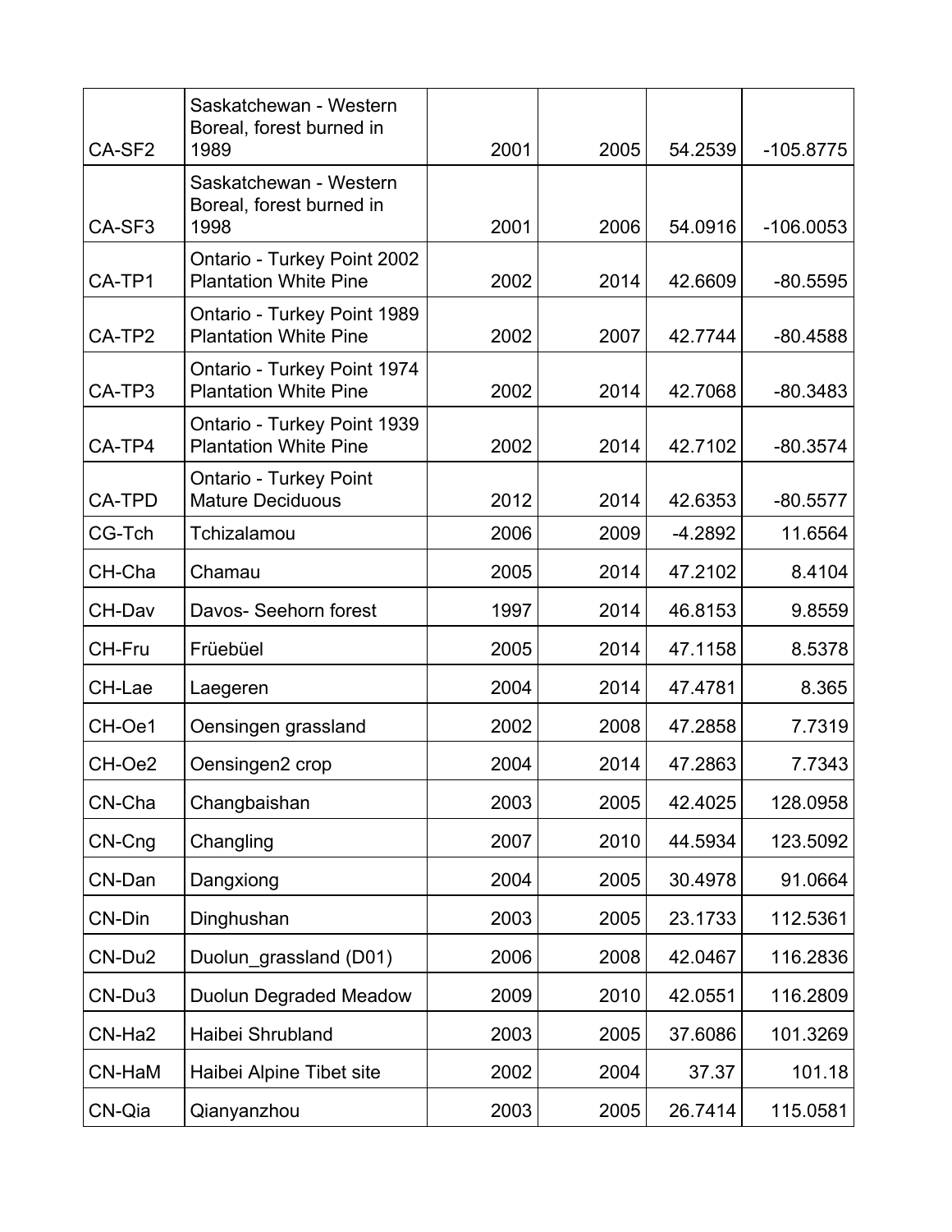| CA-SF2 | Saskatchewan - Western Boreal, forest burned in 1989 | 2001 | 2005 | 54.2539 | -105.8775 |
|---|---|---|---|---|---|
| CA-SF3 | Saskatchewan - Western Boreal, forest burned in 1998 | 2001 | 2006 | 54.0916 | -106.0053 |
| CA-TP1 | Ontario - Turkey Point 2002 Plantation White Pine | 2002 | 2014 | 42.6609 | -80.5595 |
| CA-TP2 | Ontario - Turkey Point 1989 Plantation White Pine | 2002 | 2007 | 42.7744 | -80.4588 |
| CA-TP3 | Ontario - Turkey Point 1974 Plantation White Pine | 2002 | 2014 | 42.7068 | -80.3483 |
| CA-TP4 | Ontario - Turkey Point 1939 Plantation White Pine | 2002 | 2014 | 42.7102 | -80.3574 |
| CA-TPD | Ontario - Turkey Point Mature Deciduous | 2012 | 2014 | 42.6353 | -80.5577 |
| CG-Tch | Tchizalamou | 2006 | 2009 | -4.2892 | 11.6564 |
| CH-Cha | Chamau | 2005 | 2014 | 47.2102 | 8.4104 |
| CH-Dav | Davos- Seehorn forest | 1997 | 2014 | 46.8153 | 9.8559 |
| CH-Fru | Früebüel | 2005 | 2014 | 47.1158 | 8.5378 |
| CH-Lae | Laegeren | 2004 | 2014 | 47.4781 | 8.365 |
| CH-Oe1 | Oensingen grassland | 2002 | 2008 | 47.2858 | 7.7319 |
| CH-Oe2 | Oensingen2 crop | 2004 | 2014 | 47.2863 | 7.7343 |
| CN-Cha | Changbaishan | 2003 | 2005 | 42.4025 | 128.0958 |
| CN-Cng | Changling | 2007 | 2010 | 44.5934 | 123.5092 |
| CN-Dan | Dangxiong | 2004 | 2005 | 30.4978 | 91.0664 |
| CN-Din | Dinghushan | 2003 | 2005 | 23.1733 | 112.5361 |
| CN-Du2 | Duolun_grassland (D01) | 2006 | 2008 | 42.0467 | 116.2836 |
| CN-Du3 | Duolun Degraded Meadow | 2009 | 2010 | 42.0551 | 116.2809 |
| CN-Ha2 | Haibei Shrubland | 2003 | 2005 | 37.6086 | 101.3269 |
| CN-HaM | Haibei Alpine Tibet site | 2002 | 2004 | 37.37 | 101.18 |
| CN-Qia | Qianyanzhou | 2003 | 2005 | 26.7414 | 115.0581 |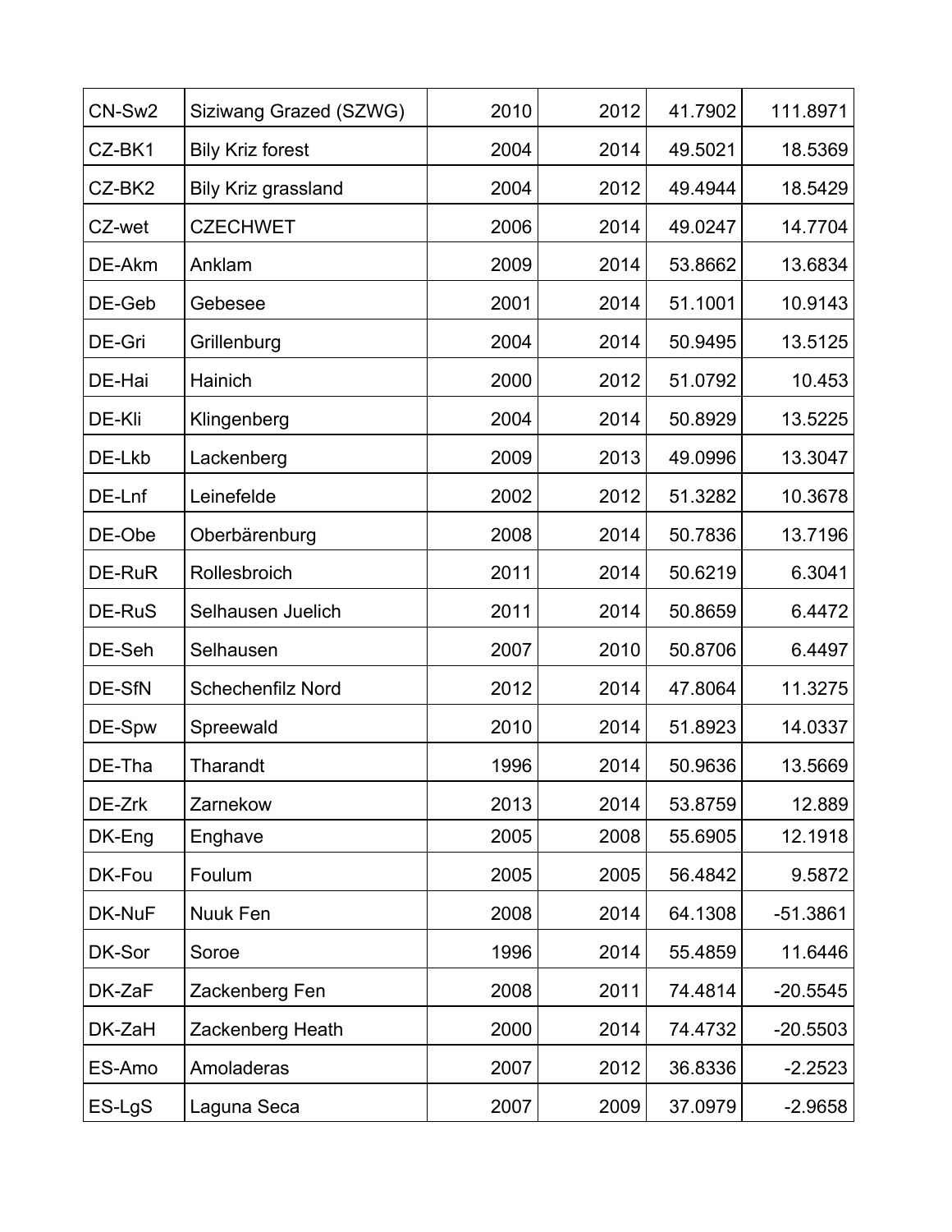| | | | | | |
|---|---|---|---|---|---|
| CN-Sw2 | Siziwang Grazed (SZWG) | 2010 | 2012 | 41.7902 | 111.8971 |
| CZ-BK1 | Bily Kriz forest | 2004 | 2014 | 49.5021 | 18.5369 |
| CZ-BK2 | Bily Kriz grassland | 2004 | 2012 | 49.4944 | 18.5429 |
| CZ-wet | CZECHWET | 2006 | 2014 | 49.0247 | 14.7704 |
| DE-Akm | Anklam | 2009 | 2014 | 53.8662 | 13.6834 |
| DE-Geb | Gebesee | 2001 | 2014 | 51.1001 | 10.9143 |
| DE-Gri | Grillenburg | 2004 | 2014 | 50.9495 | 13.5125 |
| DE-Hai | Hainich | 2000 | 2012 | 51.0792 | 10.453 |
| DE-Kli | Klingenberg | 2004 | 2014 | 50.8929 | 13.5225 |
| DE-Lkb | Lackenberg | 2009 | 2013 | 49.0996 | 13.3047 |
| DE-Lnf | Leinefelde | 2002 | 2012 | 51.3282 | 10.3678 |
| DE-Obe | Oberbärenburg | 2008 | 2014 | 50.7836 | 13.7196 |
| DE-RuR | Rollesbroich | 2011 | 2014 | 50.6219 | 6.3041 |
| DE-RuS | Selhausen Juelich | 2011 | 2014 | 50.8659 | 6.4472 |
| DE-Seh | Selhausen | 2007 | 2010 | 50.8706 | 6.4497 |
| DE-SfN | Schechenfilz Nord | 2012 | 2014 | 47.8064 | 11.3275 |
| DE-Spw | Spreewald | 2010 | 2014 | 51.8923 | 14.0337 |
| DE-Tha | Tharandt | 1996 | 2014 | 50.9636 | 13.5669 |
| DE-Zrk | Zarnekow | 2013 | 2014 | 53.8759 | 12.889 |
| DK-Eng | Enghave | 2005 | 2008 | 55.6905 | 12.1918 |
| DK-Fou | Foulum | 2005 | 2005 | 56.4842 | 9.5872 |
| DK-NuF | Nuuk Fen | 2008 | 2014 | 64.1308 | -51.3861 |
| DK-Sor | Soroe | 1996 | 2014 | 55.4859 | 11.6446 |
| DK-ZaF | Zackenberg Fen | 2008 | 2011 | 74.4814 | -20.5545 |
| DK-ZaH | Zackenberg Heath | 2000 | 2014 | 74.4732 | -20.5503 |
| ES-Amo | Amoladeras | 2007 | 2012 | 36.8336 | -2.2523 |
| ES-LgS | Laguna Seca | 2007 | 2009 | 37.0979 | -2.9658 |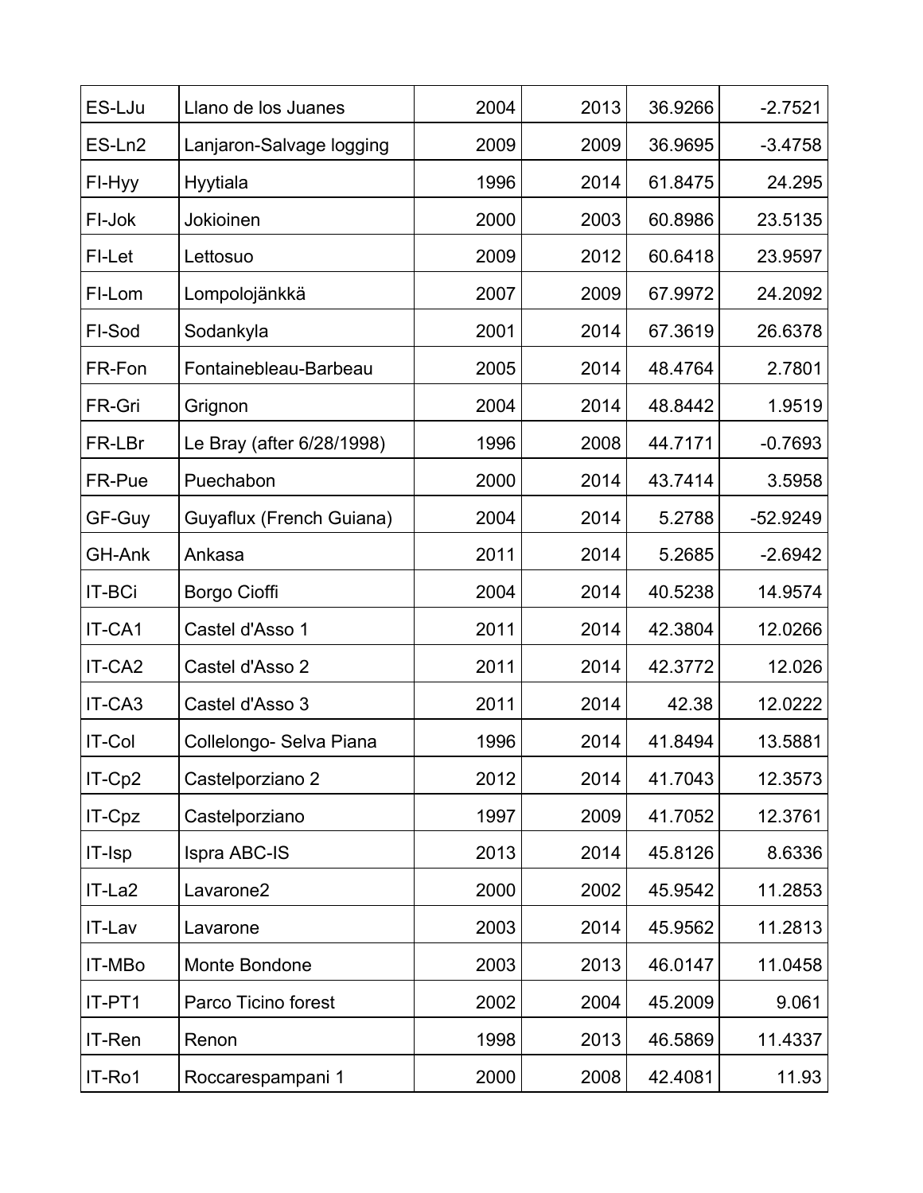| ES-LJu | Llano de los Juanes | 2004 | 2013 | 36.9266 | -2.7521 |
|---|---|---|---|---|---|
| ES-Ln2 | Lanjaron-Salvage logging | 2009 | 2009 | 36.9695 | -3.4758 |
| FI-Hyy | Hyytiala | 1996 | 2014 | 61.8475 | 24.295 |
| FI-Jok | Jokioinen | 2000 | 2003 | 60.8986 | 23.5135 |
| FI-Let | Lettosuo | 2009 | 2012 | 60.6418 | 23.9597 |
| FI-Lom | Lompolojänkkä | 2007 | 2009 | 67.9972 | 24.2092 |
| FI-Sod | Sodankyla | 2001 | 2014 | 67.3619 | 26.6378 |
| FR-Fon | Fontainebleau-Barbeau | 2005 | 2014 | 48.4764 | 2.7801 |
| FR-Gri | Grignon | 2004 | 2014 | 48.8442 | 1.9519 |
| FR-LBr | Le Bray (after 6/28/1998) | 1996 | 2008 | 44.7171 | -0.7693 |
| FR-Pue | Puechabon | 2000 | 2014 | 43.7414 | 3.5958 |
| GF-Guy | Guyaflux (French Guiana) | 2004 | 2014 | 5.2788 | -52.9249 |
| GH-Ank | Ankasa | 2011 | 2014 | 5.2685 | -2.6942 |
| IT-BCi | Borgo Cioffi | 2004 | 2014 | 40.5238 | 14.9574 |
| IT-CA1 | Castel d'Asso 1 | 2011 | 2014 | 42.3804 | 12.0266 |
| IT-CA2 | Castel d'Asso 2 | 2011 | 2014 | 42.3772 | 12.026 |
| IT-CA3 | Castel d'Asso 3 | 2011 | 2014 | 42.38 | 12.0222 |
| IT-Col | Collelongo- Selva Piana | 1996 | 2014 | 41.8494 | 13.5881 |
| IT-Cp2 | Castelporziano 2 | 2012 | 2014 | 41.7043 | 12.3573 |
| IT-Cpz | Castelporziano | 1997 | 2009 | 41.7052 | 12.3761 |
| IT-Isp | Ispra ABC-IS | 2013 | 2014 | 45.8126 | 8.6336 |
| IT-La2 | Lavarone2 | 2000 | 2002 | 45.9542 | 11.2853 |
| IT-Lav | Lavarone | 2003 | 2014 | 45.9562 | 11.2813 |
| IT-MBo | Monte Bondone | 2003 | 2013 | 46.0147 | 11.0458 |
| IT-PT1 | Parco Ticino forest | 2002 | 2004 | 45.2009 | 9.061 |
| IT-Ren | Renon | 1998 | 2013 | 46.5869 | 11.4337 |
| IT-Ro1 | Roccarespampani 1 | 2000 | 2008 | 42.4081 | 11.93 |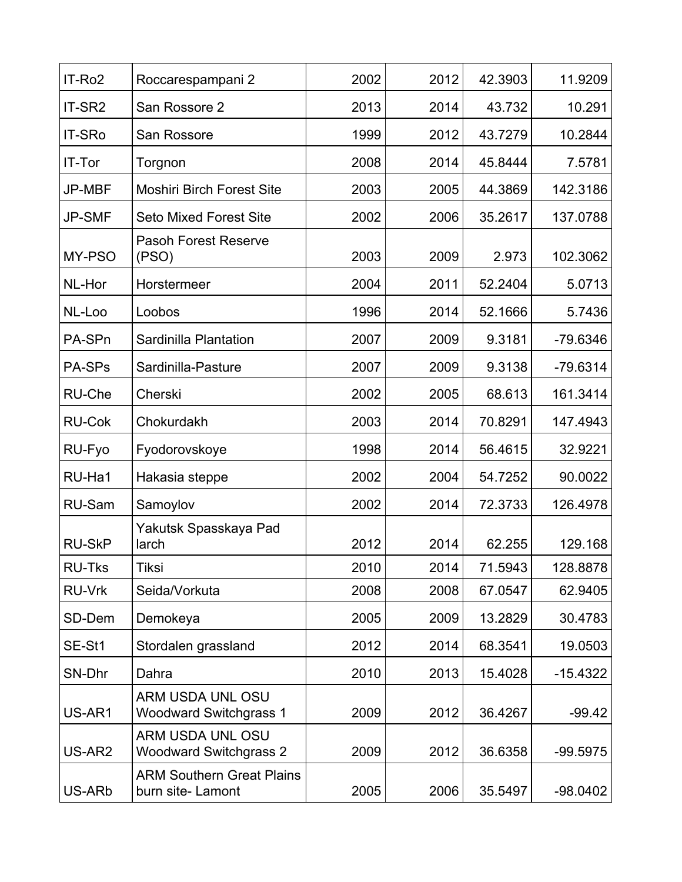| IT-Ro2 | Roccarespampani 2 | 2002 | 2012 | 42.3903 | 11.9209 |
|---|---|---|---|---|---|
| IT-SR2 | San Rossore 2 | 2013 | 2014 | 43.732 | 10.291 |
| IT-SRo | San Rossore | 1999 | 2012 | 43.7279 | 10.2844 |
| IT-Tor | Torgnon | 2008 | 2014 | 45.8444 | 7.5781 |
| JP-MBF | Moshiri Birch Forest Site | 2003 | 2005 | 44.3869 | 142.3186 |
| JP-SMF | Seto Mixed Forest Site | 2002 | 2006 | 35.2617 | 137.0788 |
| MY-PSO | Pasoh Forest Reserve (PSO) | 2003 | 2009 | 2.973 | 102.3062 |
| NL-Hor | Horstermeer | 2004 | 2011 | 52.2404 | 5.0713 |
| NL-Loo | Loobos | 1996 | 2014 | 52.1666 | 5.7436 |
| PA-SPn | Sardinilla Plantation | 2007 | 2009 | 9.3181 | -79.6346 |
| PA-SPs | Sardinilla-Pasture | 2007 | 2009 | 9.3138 | -79.6314 |
| RU-Che | Cherski | 2002 | 2005 | 68.613 | 161.3414 |
| RU-Cok | Chokurdakh | 2003 | 2014 | 70.8291 | 147.4943 |
| RU-Fyo | Fyodorovskoye | 1998 | 2014 | 56.4615 | 32.9221 |
| RU-Ha1 | Hakasia steppe | 2002 | 2004 | 54.7252 | 90.0022 |
| RU-Sam | Samoylov | 2002 | 2014 | 72.3733 | 126.4978 |
| RU-SkP | Yakutsk Spasskaya Pad larch | 2012 | 2014 | 62.255 | 129.168 |
| RU-Tks | Tiksi | 2010 | 2014 | 71.5943 | 128.8878 |
| RU-Vrk | Seida/Vorkuta | 2008 | 2008 | 67.0547 | 62.9405 |
| SD-Dem | Demokeya | 2005 | 2009 | 13.2829 | 30.4783 |
| SE-St1 | Stordalen grassland | 2012 | 2014 | 68.3541 | 19.0503 |
| SN-Dhr | Dahra | 2010 | 2013 | 15.4028 | -15.4322 |
| US-AR1 | ARM USDA UNL OSU Woodward Switchgrass 1 | 2009 | 2012 | 36.4267 | -99.42 |
| US-AR2 | ARM USDA UNL OSU Woodward Switchgrass 2 | 2009 | 2012 | 36.6358 | -99.5975 |
| US-ARb | ARM Southern Great Plains burn site- Lamont | 2005 | 2006 | 35.5497 | -98.0402 |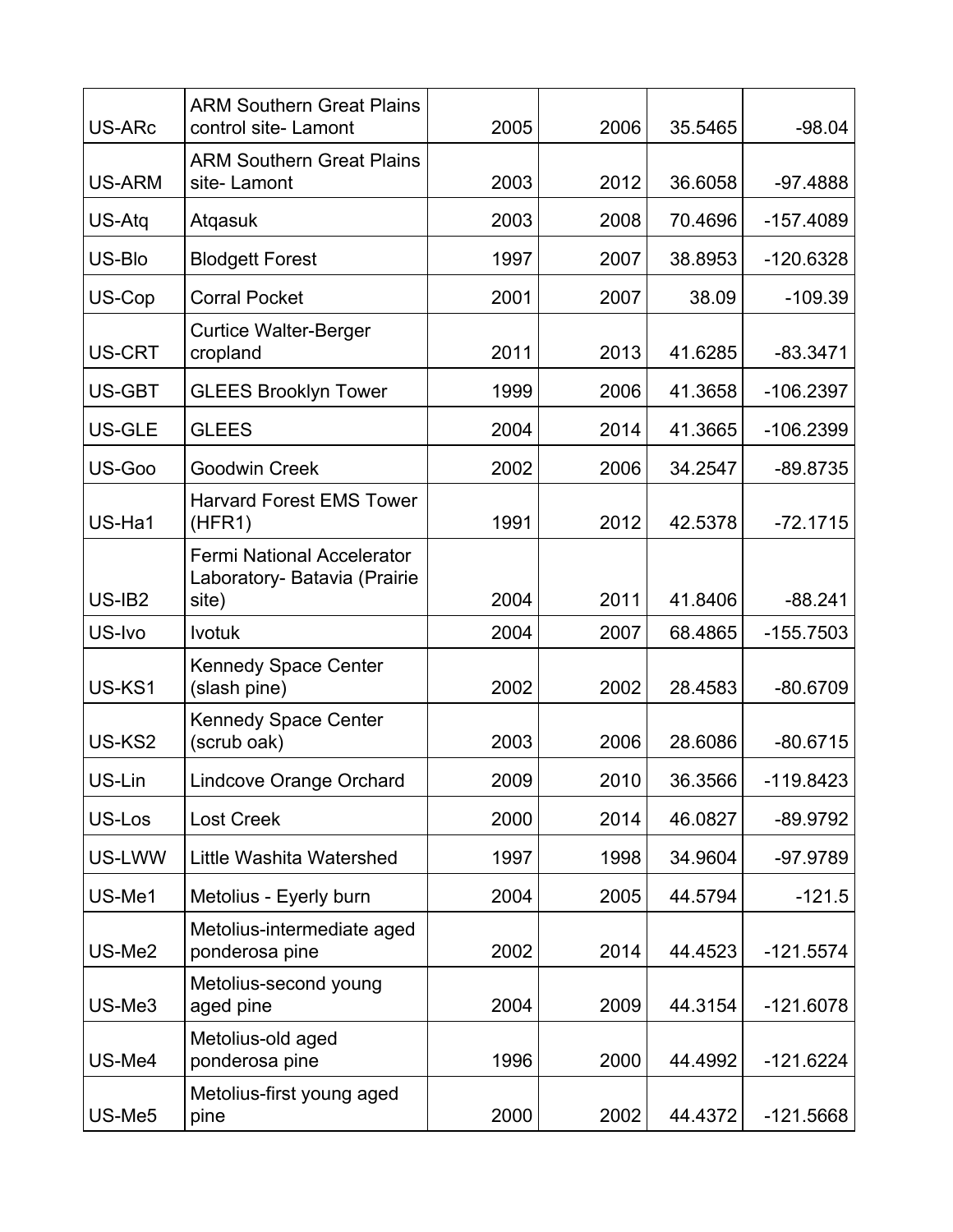| | | | | | |
|---|---|---|---|---|---|
| US-ARc | ARM Southern Great Plains control site- Lamont | 2005 | 2006 | 35.5465 | -98.04 |
| US-ARM | ARM Southern Great Plains site- Lamont | 2003 | 2012 | 36.6058 | -97.4888 |
| US-Atq | Atqasuk | 2003 | 2008 | 70.4696 | -157.4089 |
| US-Blo | Blodgett Forest | 1997 | 2007 | 38.8953 | -120.6328 |
| US-Cop | Corral Pocket | 2001 | 2007 | 38.09 | -109.39 |
| US-CRT | Curtice Walter-Berger cropland | 2011 | 2013 | 41.6285 | -83.3471 |
| US-GBT | GLEES Brooklyn Tower | 1999 | 2006 | 41.3658 | -106.2397 |
| US-GLE | GLEES | 2004 | 2014 | 41.3665 | -106.2399 |
| US-Goo | Goodwin Creek | 2002 | 2006 | 34.2547 | -89.8735 |
| US-Ha1 | Harvard Forest EMS Tower (HFR1) | 1991 | 2012 | 42.5378 | -72.1715 |
| US-IB2 | Fermi National Accelerator Laboratory- Batavia (Prairie site) | 2004 | 2011 | 41.8406 | -88.241 |
| US-Ivo | Ivotuk | 2004 | 2007 | 68.4865 | -155.7503 |
| US-KS1 | Kennedy Space Center (slash pine) | 2002 | 2002 | 28.4583 | -80.6709 |
| US-KS2 | Kennedy Space Center (scrub oak) | 2003 | 2006 | 28.6086 | -80.6715 |
| US-Lin | Lindcove Orange Orchard | 2009 | 2010 | 36.3566 | -119.8423 |
| US-Los | Lost Creek | 2000 | 2014 | 46.0827 | -89.9792 |
| US-LWW | Little Washita Watershed | 1997 | 1998 | 34.9604 | -97.9789 |
| US-Me1 | Metolius - Eyerly burn | 2004 | 2005 | 44.5794 | -121.5 |
| US-Me2 | Metolius-intermediate aged ponderosa pine | 2002 | 2014 | 44.4523 | -121.5574 |
| US-Me3 | Metolius-second young aged pine | 2004 | 2009 | 44.3154 | -121.6078 |
| US-Me4 | Metolius-old aged ponderosa pine | 1996 | 2000 | 44.4992 | -121.6224 |
| US-Me5 | Metolius-first young aged pine | 2000 | 2002 | 44.4372 | -121.5668 |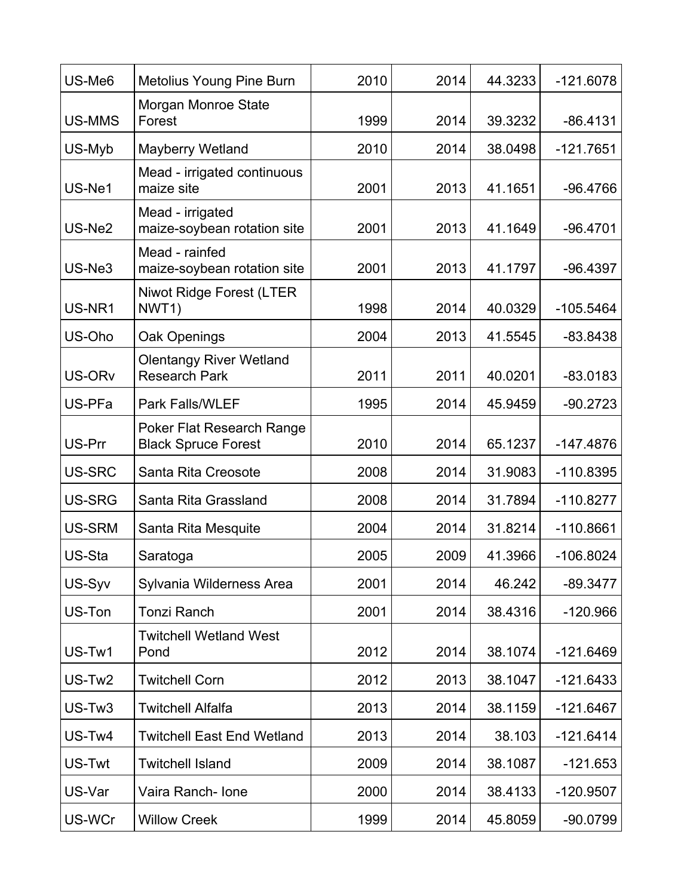| US-Me6 | Metolius Young Pine Burn | 2010 | 2014 | 44.3233 | -121.6078 |
|---|---|---|---|---|---|
| US-MMS | Morgan Monroe State Forest | 1999 | 2014 | 39.3232 | -86.4131 |
| US-Myb | Mayberry Wetland | 2010 | 2014 | 38.0498 | -121.7651 |
| US-Ne1 | Mead - irrigated continuous maize site | 2001 | 2013 | 41.1651 | -96.4766 |
| US-Ne2 | Mead - irrigated maize-soybean rotation site | 2001 | 2013 | 41.1649 | -96.4701 |
| US-Ne3 | Mead - rainfed maize-soybean rotation site | 2001 | 2013 | 41.1797 | -96.4397 |
| US-NR1 | Niwot Ridge Forest (LTER NWT1) | 1998 | 2014 | 40.0329 | -105.5464 |
| US-Oho | Oak Openings | 2004 | 2013 | 41.5545 | -83.8438 |
| US-ORv | Olentangy River Wetland Research Park | 2011 | 2011 | 40.0201 | -83.0183 |
| US-PFa | Park Falls/WLEF | 1995 | 2014 | 45.9459 | -90.2723 |
| US-Prr | Poker Flat Research Range Black Spruce Forest | 2010 | 2014 | 65.1237 | -147.4876 |
| US-SRC | Santa Rita Creosote | 2008 | 2014 | 31.9083 | -110.8395 |
| US-SRG | Santa Rita Grassland | 2008 | 2014 | 31.7894 | -110.8277 |
| US-SRM | Santa Rita Mesquite | 2004 | 2014 | 31.8214 | -110.8661 |
| US-Sta | Saratoga | 2005 | 2009 | 41.3966 | -106.8024 |
| US-Syv | Sylvania Wilderness Area | 2001 | 2014 | 46.242 | -89.3477 |
| US-Ton | Tonzi Ranch | 2001 | 2014 | 38.4316 | -120.966 |
| US-Tw1 | Twitchell Wetland West Pond | 2012 | 2014 | 38.1074 | -121.6469 |
| US-Tw2 | Twitchell Corn | 2012 | 2013 | 38.1047 | -121.6433 |
| US-Tw3 | Twitchell Alfalfa | 2013 | 2014 | 38.1159 | -121.6467 |
| US-Tw4 | Twitchell East End Wetland | 2013 | 2014 | 38.103 | -121.6414 |
| US-Twt | Twitchell Island | 2009 | 2014 | 38.1087 | -121.653 |
| US-Var | Vaira Ranch- Ione | 2000 | 2014 | 38.4133 | -120.9507 |
| US-WCr | Willow Creek | 1999 | 2014 | 45.8059 | -90.0799 |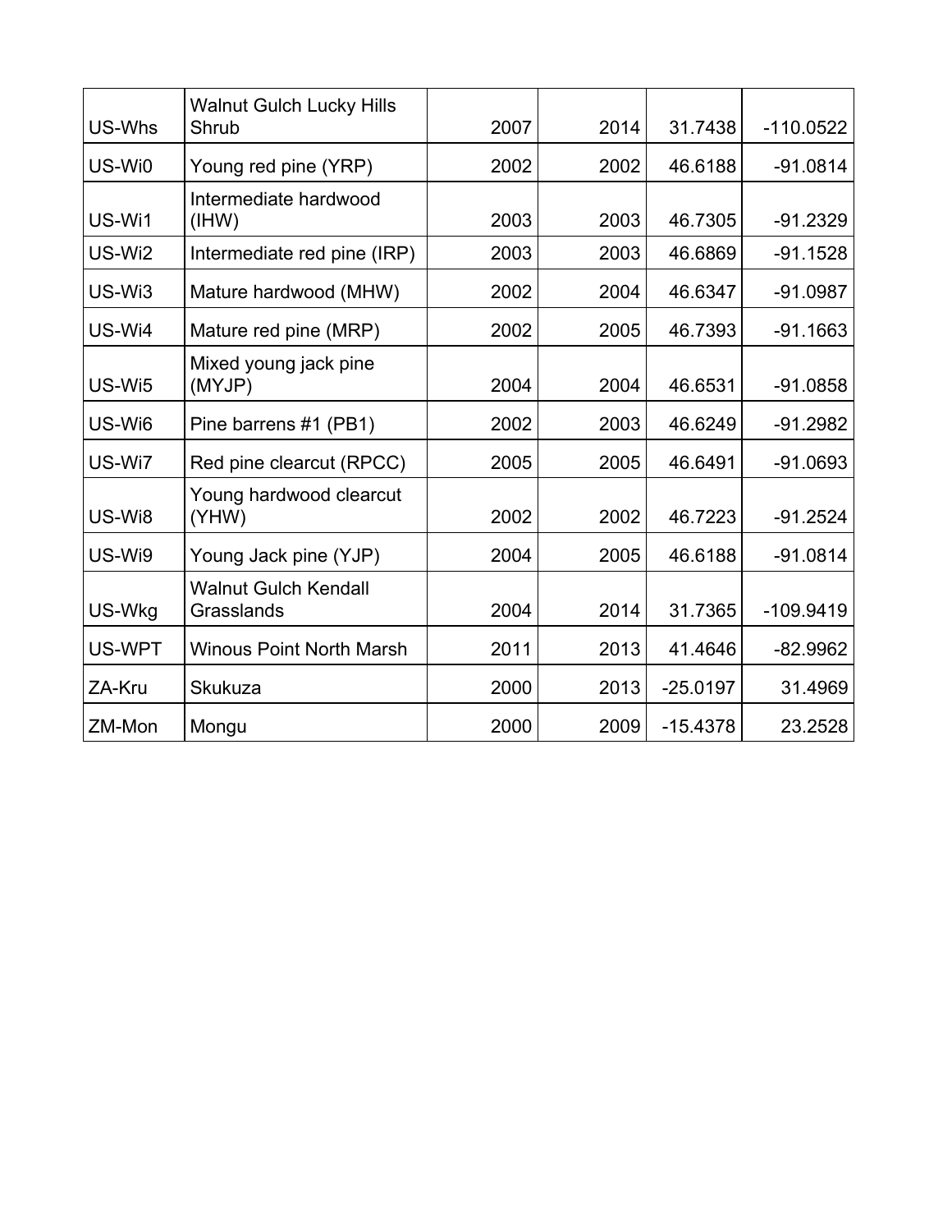| | | | | | |
|---|---|---|---|---|---|
| US-Whs | Walnut Gulch Lucky Hills Shrub | 2007 | 2014 | 31.7438 | -110.0522 |
| US-Wi0 | Young red pine (YRP) | 2002 | 2002 | 46.6188 | -91.0814 |
| US-Wi1 | Intermediate hardwood (IHW) | 2003 | 2003 | 46.7305 | -91.2329 |
| US-Wi2 | Intermediate red pine (IRP) | 2003 | 2003 | 46.6869 | -91.1528 |
| US-Wi3 | Mature hardwood (MHW) | 2002 | 2004 | 46.6347 | -91.0987 |
| US-Wi4 | Mature red pine (MRP) | 2002 | 2005 | 46.7393 | -91.1663 |
| US-Wi5 | Mixed young jack pine (MYJP) | 2004 | 2004 | 46.6531 | -91.0858 |
| US-Wi6 | Pine barrens #1 (PB1) | 2002 | 2003 | 46.6249 | -91.2982 |
| US-Wi7 | Red pine clearcut (RPCC) | 2005 | 2005 | 46.6491 | -91.0693 |
| US-Wi8 | Young hardwood clearcut (YHW) | 2002 | 2002 | 46.7223 | -91.2524 |
| US-Wi9 | Young Jack pine (YJP) | 2004 | 2005 | 46.6188 | -91.0814 |
| US-Wkg | Walnut Gulch Kendall Grasslands | 2004 | 2014 | 31.7365 | -109.9419 |
| US-WPT | Winous Point North Marsh | 2011 | 2013 | 41.4646 | -82.9962 |
| ZA-Kru | Skukuza | 2000 | 2013 | -25.0197 | 31.4969 |
| ZM-Mon | Mongu | 2000 | 2009 | -15.4378 | 23.2528 |